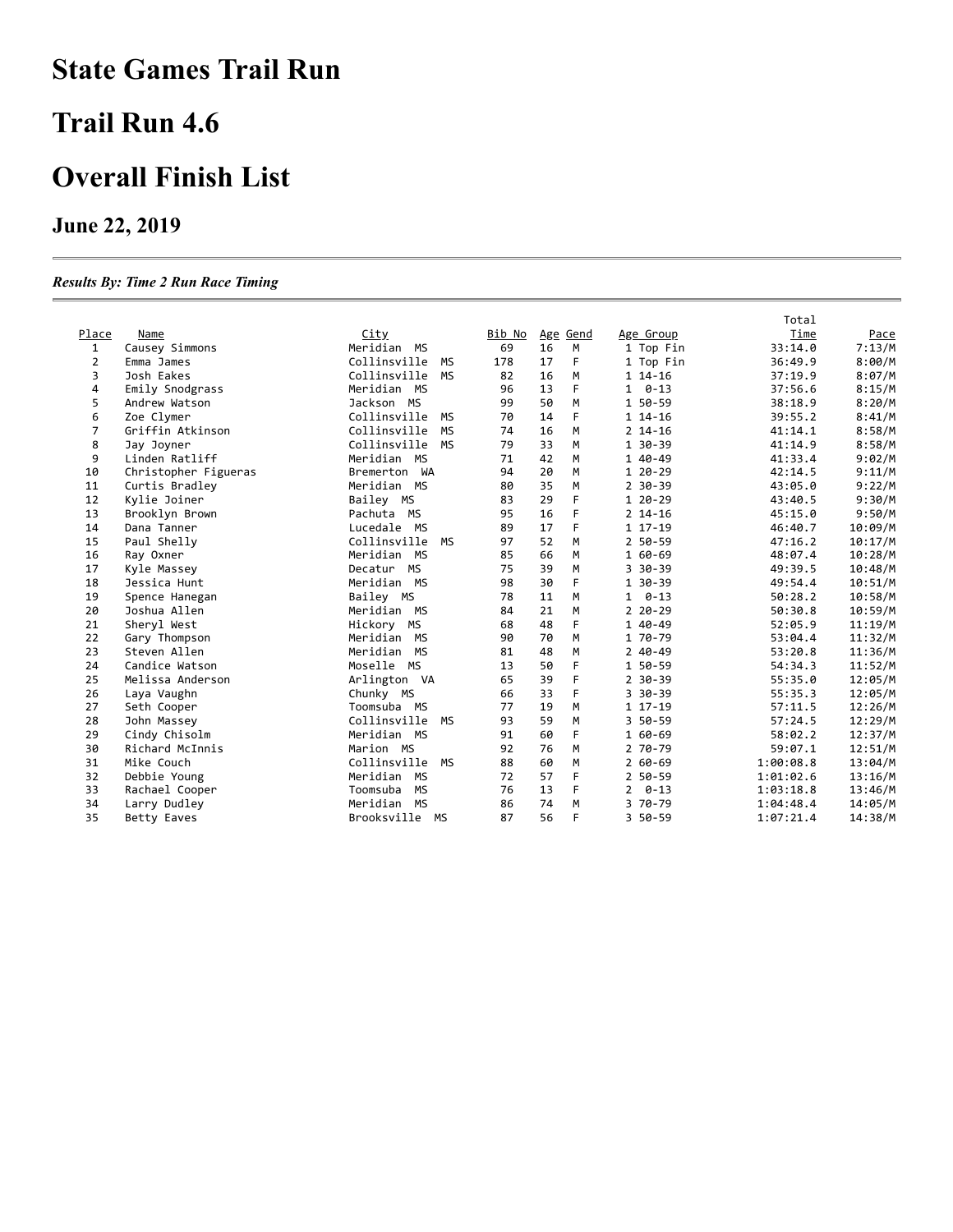# State Games Trail Run

# Trail Run 4.6

# Overall Finish List

### June 22, 2019

---

***Results By: Time 2 Run Race Timing***

---

| Place | Name | City | Bib No | Age | Gend | Age Group | Total Time | Pace |
|---|---|---|---|---|---|---|---|---|
| 1 | Causey Simmons | Meridian MS | 69 | 16 | M | 1 Top Fin | 33:14.0 | 7:13/M |
| 2 | Emma James | Collinsville MS | 178 | 17 | F | 1 Top Fin | 36:49.9 | 8:00/M |
| 3 | Josh Eakes | Collinsville MS | 82 | 16 | M | 1 14-16 | 37:19.9 | 8:07/M |
| 4 | Emily Snodgrass | Meridian MS | 96 | 13 | F | 1 0-13 | 37:56.6 | 8:15/M |
| 5 | Andrew Watson | Jackson MS | 99 | 50 | M | 1 50-59 | 38:18.9 | 8:20/M |
| 6 | Zoe Clymer | Collinsville MS | 70 | 14 | F | 1 14-16 | 39:55.2 | 8:41/M |
| 7 | Griffin Atkinson | Collinsville MS | 74 | 16 | M | 2 14-16 | 41:14.1 | 8:58/M |
| 8 | Jay Joyner | Collinsville MS | 79 | 33 | M | 1 30-39 | 41:14.9 | 8:58/M |
| 9 | Linden Ratliff | Meridian MS | 71 | 42 | M | 1 40-49 | 41:33.4 | 9:02/M |
| 10 | Christopher Figueras | Bremerton WA | 94 | 20 | M | 1 20-29 | 42:14.5 | 9:11/M |
| 11 | Curtis Bradley | Meridian MS | 80 | 35 | M | 2 30-39 | 43:05.0 | 9:22/M |
| 12 | Kylie Joiner | Bailey MS | 83 | 29 | F | 1 20-29 | 43:40.5 | 9:30/M |
| 13 | Brooklyn Brown | Pachuta MS | 95 | 16 | F | 2 14-16 | 45:15.0 | 9:50/M |
| 14 | Dana Tanner | Lucedale MS | 89 | 17 | F | 1 17-19 | 46:40.7 | 10:09/M |
| 15 | Paul Shelly | Collinsville MS | 97 | 52 | M | 2 50-59 | 47:16.2 | 10:17/M |
| 16 | Ray Oxner | Meridian MS | 85 | 66 | M | 1 60-69 | 48:07.4 | 10:28/M |
| 17 | Kyle Massey | Decatur MS | 75 | 39 | M | 3 30-39 | 49:39.5 | 10:48/M |
| 18 | Jessica Hunt | Meridian MS | 98 | 30 | F | 1 30-39 | 49:54.4 | 10:51/M |
| 19 | Spence Hanegan | Bailey MS | 78 | 11 | M | 1 0-13 | 50:28.2 | 10:58/M |
| 20 | Joshua Allen | Meridian MS | 84 | 21 | M | 2 20-29 | 50:30.8 | 10:59/M |
| 21 | Sheryl West | Hickory MS | 68 | 48 | F | 1 40-49 | 52:05.9 | 11:19/M |
| 22 | Gary Thompson | Meridian MS | 90 | 70 | M | 1 70-79 | 53:04.4 | 11:32/M |
| 23 | Steven Allen | Meridian MS | 81 | 48 | M | 2 40-49 | 53:20.8 | 11:36/M |
| 24 | Candice Watson | Moselle MS | 13 | 50 | F | 1 50-59 | 54:34.3 | 11:52/M |
| 25 | Melissa Anderson | Arlington VA | 65 | 39 | F | 2 30-39 | 55:35.0 | 12:05/M |
| 26 | Laya Vaughn | Chunky MS | 66 | 33 | F | 3 30-39 | 55:35.3 | 12:05/M |
| 27 | Seth Cooper | Toomsuba MS | 77 | 19 | M | 1 17-19 | 57:11.5 | 12:26/M |
| 28 | John Massey | Collinsville MS | 93 | 59 | M | 3 50-59 | 57:24.5 | 12:29/M |
| 29 | Cindy Chisolm | Meridian MS | 91 | 60 | F | 1 60-69 | 58:02.2 | 12:37/M |
| 30 | Richard McInnis | Marion MS | 92 | 76 | M | 2 70-79 | 59:07.1 | 12:51/M |
| 31 | Mike Couch | Collinsville MS | 88 | 60 | M | 2 60-69 | 1:00:08.8 | 13:04/M |
| 32 | Debbie Young | Meridian MS | 72 | 57 | F | 2 50-59 | 1:01:02.6 | 13:16/M |
| 33 | Rachael Cooper | Toomsuba MS | 76 | 13 | F | 2 0-13 | 1:03:18.8 | 13:46/M |
| 34 | Larry Dudley | Meridian MS | 86 | 74 | M | 3 70-79 | 1:04:48.4 | 14:05/M |
| 35 | Betty Eaves | Brooksville MS | 87 | 56 | F | 3 50-59 | 1:07:21.4 | 14:38/M |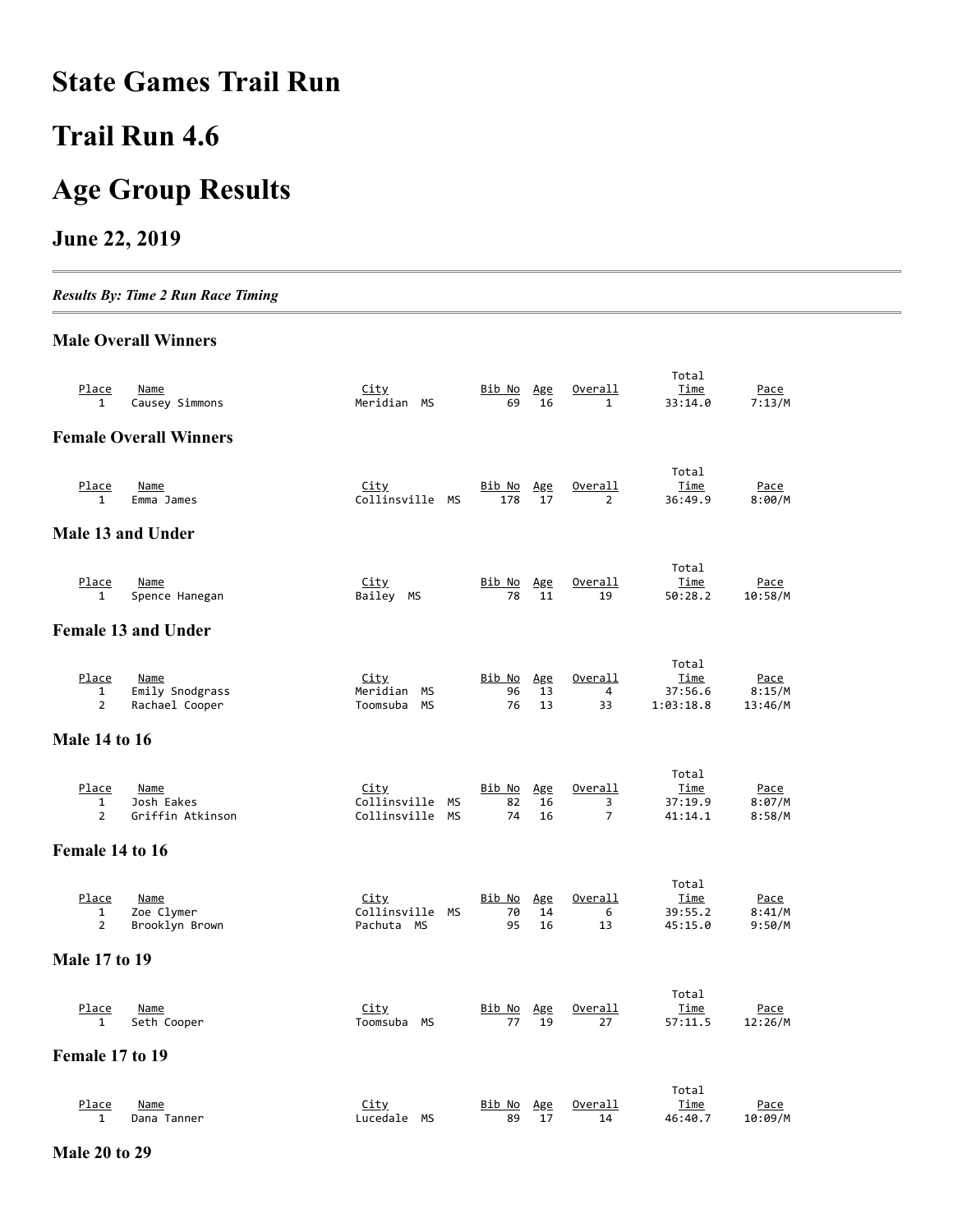# State Games Trail Run

# Trail Run 4.6

# Age Group Results

## June 22, 2019

*Results By: Time 2 Run Race Timing*

### Male Overall Winners

| Place | Name | City | Bib No | Age | Overall | Total Time | Pace |
|---|---|---|---|---|---|---|---|
| 1 | Causey Simmons | Meridian MS | 69 | 16 | 1 | 33:14.0 | 7:13/M |

### Female Overall Winners

| Place | Name | City | Bib No | Age | Overall | Total Time | Pace |
|---|---|---|---|---|---|---|---|
| 1 | Emma James | Collinsville MS | 178 | 17 | 2 | 36:49.9 | 8:00/M |

### Male 13 and Under

| Place | Name | City | Bib No | Age | Overall | Total Time | Pace |
|---|---|---|---|---|---|---|---|
| 1 | Spence Hanegan | Bailey MS | 78 | 11 | 19 | 50:28.2 | 10:58/M |

### Female 13 and Under

| Place | Name | City | Bib No | Age | Overall | Total Time | Pace |
|---|---|---|---|---|---|---|---|
| 1 | Emily Snodgrass | Meridian MS | 96 | 13 | 4 | 37:56.6 | 8:15/M |
| 2 | Rachael Cooper | Toomsuba MS | 76 | 13 | 33 | 1:03:18.8 | 13:46/M |

### Male 14 to 16

| Place | Name | City | Bib No | Age | Overall | Total Time | Pace |
|---|---|---|---|---|---|---|---|
| 1 | Josh Eakes | Collinsville MS | 82 | 16 | 3 | 37:19.9 | 8:07/M |
| 2 | Griffin Atkinson | Collinsville MS | 74 | 16 | 7 | 41:14.1 | 8:58/M |

### Female 14 to 16

| Place | Name | City | Bib No | Age | Overall | Total Time | Pace |
|---|---|---|---|---|---|---|---|
| 1 | Zoe Clymer | Collinsville MS | 70 | 14 | 6 | 39:55.2 | 8:41/M |
| 2 | Brooklyn Brown | Pachuta MS | 95 | 16 | 13 | 45:15.0 | 9:50/M |

### Male 17 to 19

| Place | Name | City | Bib No | Age | Overall | Total Time | Pace |
|---|---|---|---|---|---|---|---|
| 1 | Seth Cooper | Toomsuba MS | 77 | 19 | 27 | 57:11.5 | 12:26/M |

### Female 17 to 19

| Place | Name | City | Bib No | Age | Overall | Total Time | Pace |
|---|---|---|---|---|---|---|---|
| 1 | Dana Tanner | Lucedale MS | 89 | 17 | 14 | 46:40.7 | 10:09/M |

### Male 20 to 29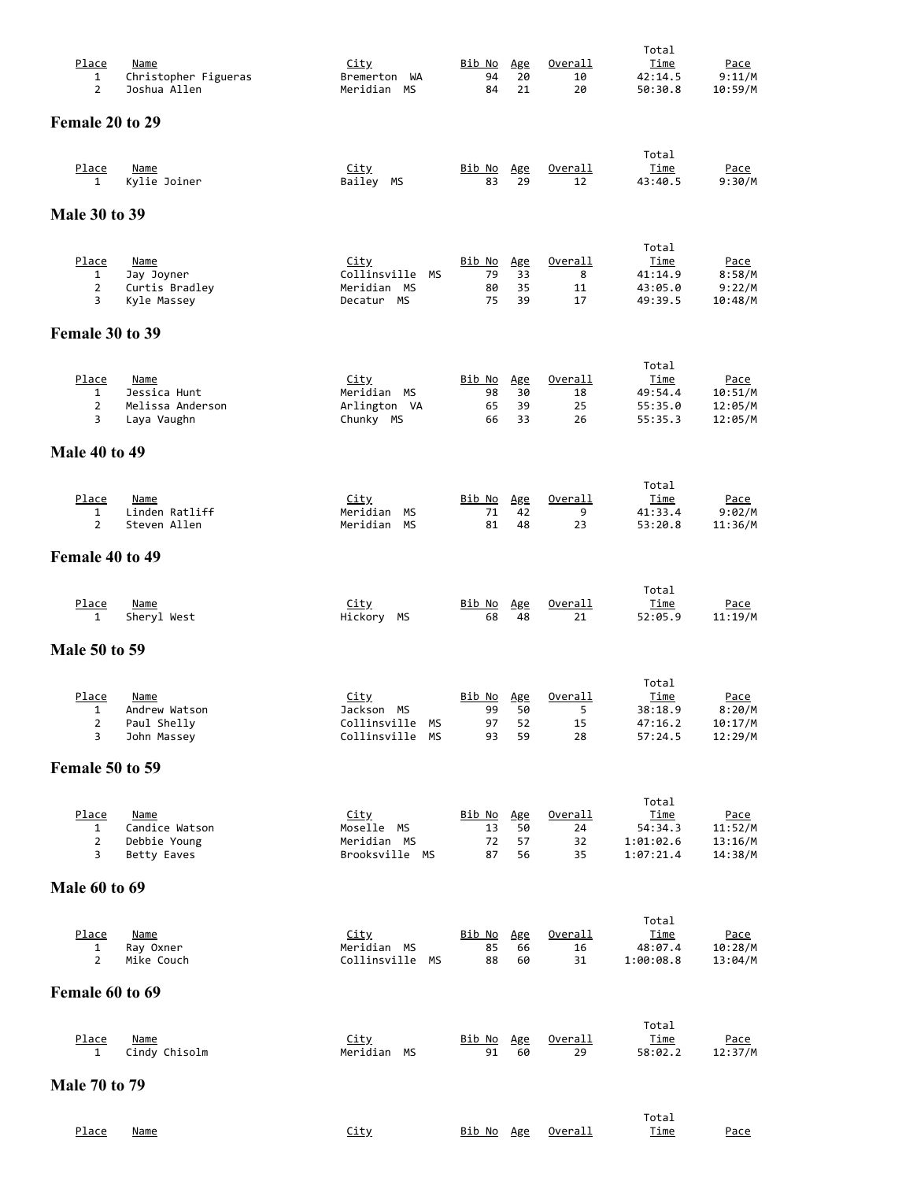| Place | Name | City | Bib No | Age | Overall | Total Time | Pace |
|---|---|---|---|---|---|---|---|
| 1 | Christopher Figueras | Bremerton WA | 94 | 20 | 10 | 42:14.5 | 9:11/M |
| 2 | Joshua Allen | Meridian MS | 84 | 21 | 20 | 50:30.8 | 10:59/M |

## Female 20 to 29

| Place | Name | City | Bib No | Age | Overall | Total Time | Pace |
|---|---|---|---|---|---|---|---|
| 1 | Kylie Joiner | Bailey MS | 83 | 29 | 12 | 43:40.5 | 9:30/M |

## Male 30 to 39

| Place | Name | City | Bib No | Age | Overall | Total Time | Pace |
|---|---|---|---|---|---|---|---|
| 1 | Jay Joyner | Collinsville MS | 79 | 33 | 8 | 41:14.9 | 8:58/M |
| 2 | Curtis Bradley | Meridian MS | 80 | 35 | 11 | 43:05.0 | 9:22/M |
| 3 | Kyle Massey | Decatur MS | 75 | 39 | 17 | 49:39.5 | 10:48/M |

## Female 30 to 39

| Place | Name | City | Bib No | Age | Overall | Total Time | Pace |
|---|---|---|---|---|---|---|---|
| 1 | Jessica Hunt | Meridian MS | 98 | 30 | 18 | 49:54.4 | 10:51/M |
| 2 | Melissa Anderson | Arlington VA | 65 | 39 | 25 | 55:35.0 | 12:05/M |
| 3 | Laya Vaughn | Chunky MS | 66 | 33 | 26 | 55:35.3 | 12:05/M |

## Male 40 to 49

| Place | Name | City | Bib No | Age | Overall | Total Time | Pace |
|---|---|---|---|---|---|---|---|
| 1 | Linden Ratliff | Meridian MS | 71 | 42 | 9 | 41:33.4 | 9:02/M |
| 2 | Steven Allen | Meridian MS | 81 | 48 | 23 | 53:20.8 | 11:36/M |

## Female 40 to 49

| Place | Name | City | Bib No | Age | Overall | Total Time | Pace |
|---|---|---|---|---|---|---|---|
| 1 | Sheryl West | Hickory MS | 68 | 48 | 21 | 52:05.9 | 11:19/M |

## Male 50 to 59

| Place | Name | City | Bib No | Age | Overall | Total Time | Pace |
|---|---|---|---|---|---|---|---|
| 1 | Andrew Watson | Jackson MS | 99 | 50 | 5 | 38:18.9 | 8:20/M |
| 2 | Paul Shelly | Collinsville MS | 97 | 52 | 15 | 47:16.2 | 10:17/M |
| 3 | John Massey | Collinsville MS | 93 | 59 | 28 | 57:24.5 | 12:29/M |

## Female 50 to 59

| Place | Name | City | Bib No | Age | Overall | Total Time | Pace |
|---|---|---|---|---|---|---|---|
| 1 | Candice Watson | Moselle MS | 13 | 50 | 24 | 54:34.3 | 11:52/M |
| 2 | Debbie Young | Meridian MS | 72 | 57 | 32 | 1:01:02.6 | 13:16/M |
| 3 | Betty Eaves | Brooksville MS | 87 | 56 | 35 | 1:07:21.4 | 14:38/M |

## Male 60 to 69

| Place | Name | City | Bib No | Age | Overall | Total Time | Pace |
|---|---|---|---|---|---|---|---|
| 1 | Ray Oxner | Meridian MS | 85 | 66 | 16 | 48:07.4 | 10:28/M |
| 2 | Mike Couch | Collinsville MS | 88 | 60 | 31 | 1:00:08.8 | 13:04/M |

## Female 60 to 69

| Place | Name | City | Bib No | Age | Overall | Total Time | Pace |
|---|---|---|---|---|---|---|---|
| 1 | Cindy Chisolm | Meridian MS | 91 | 60 | 29 | 58:02.2 | 12:37/M |

## Male 70 to 79

| Place | Name | City | Bib No | Age | Overall | Total Time | Pace |
|---|---|---|---|---|---|---|---|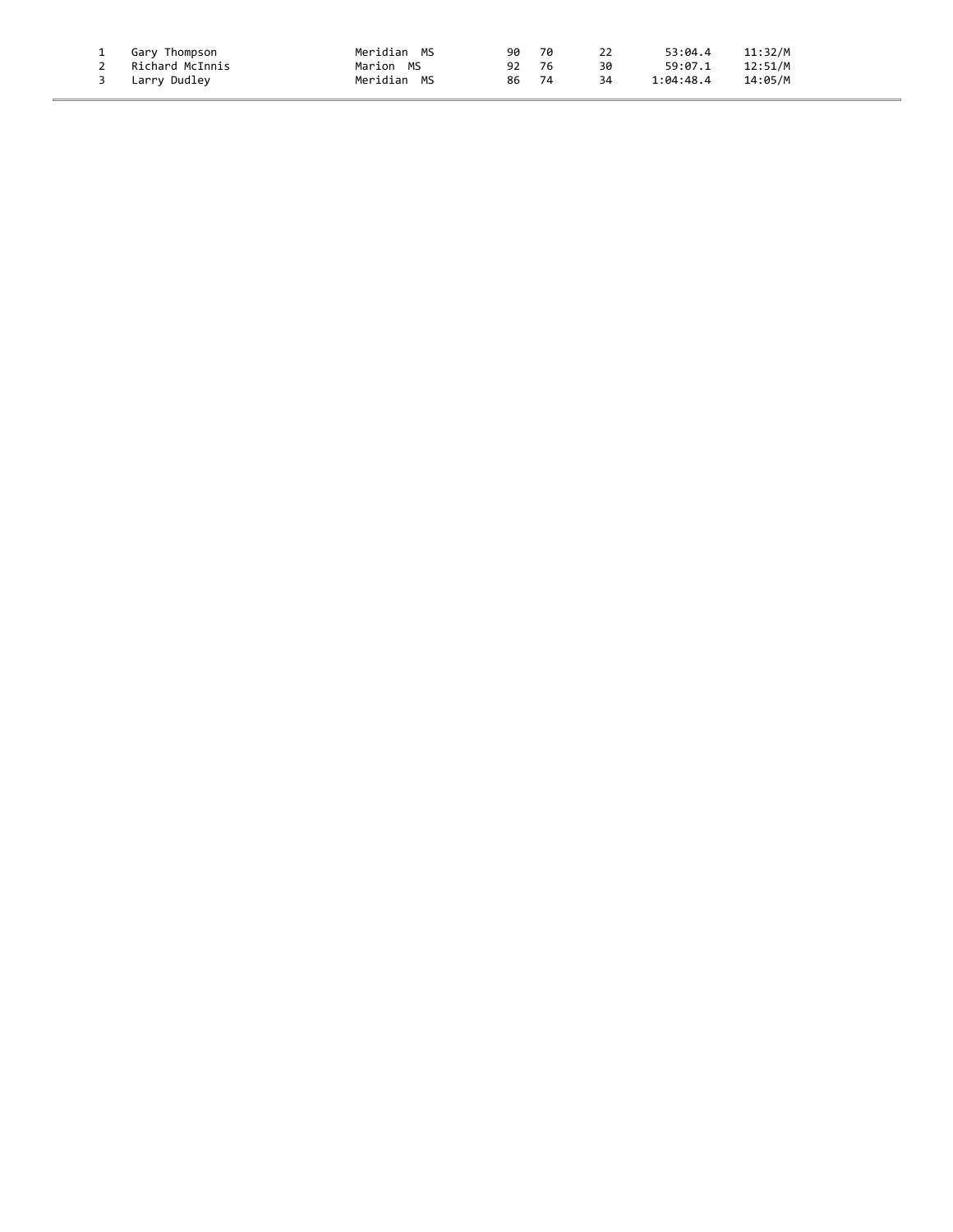| | | | | | | | |
|---|---|---|---|---|---|---|---|
| 1 | Gary Thompson | Meridian MS | 90 | 70 | 22 | 53:04.4 | 11:32/M |
| 2 | Richard McInnis | Marion MS | 92 | 76 | 30 | 59:07.1 | 12:51/M |
| 3 | Larry Dudley | Meridian MS | 86 | 74 | 34 | 1:04:48.4 | 14:05/M |